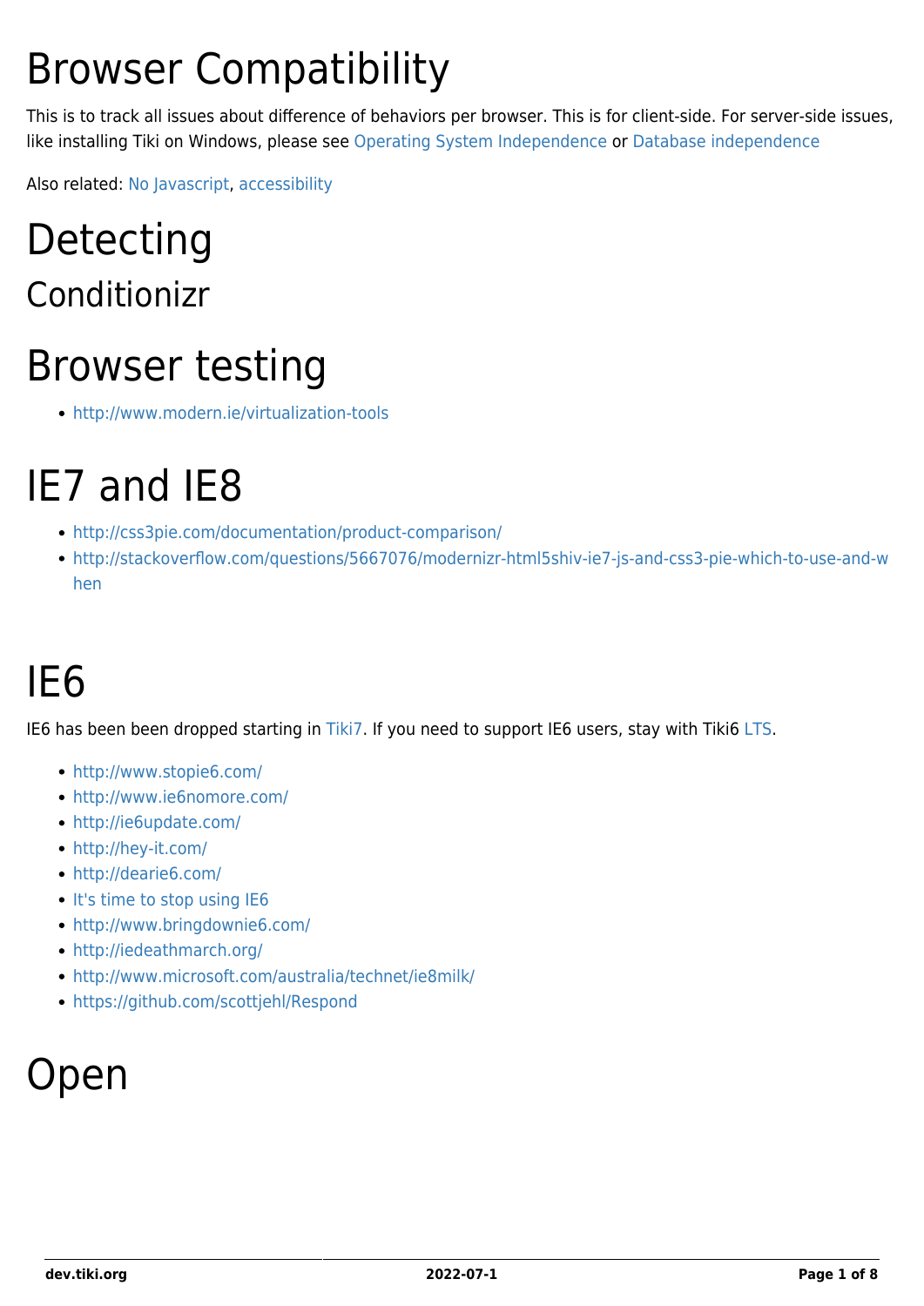# Browser Compatibility

This is to track all issues about difference of behaviors per browser. This is for client-side. For server-side issues, like installing Tiki on Windows, please see Operating System Independence or Database independence

Also related: No Javascript, accessibility

# Detecting

## Conditionizr

# Browser testing

- http://www.modern.ie/virtualization-tools

# IE7 and IE8

- http://css3pie.com/documentation/product-comparison/
- http://stackoverflow.com/questions/5667076/modernizr-html5shiv-ie7-js-and-css3-pie-which-to-use-and-when

# IE6

IE6 has been been dropped starting in Tiki7. If you need to support IE6 users, stay with Tiki6 LTS.

- http://www.stopie6.com/
- http://www.ie6nomore.com/
- http://ie6update.com/
- http://hey-it.com/
- http://dearie6.com/
- It's time to stop using IE6
- http://www.bringdownie6.com/
- http://iedeathmarch.org/
- http://www.microsoft.com/australia/technet/ie8milk/
- https://github.com/scottjehl/Respond

# Open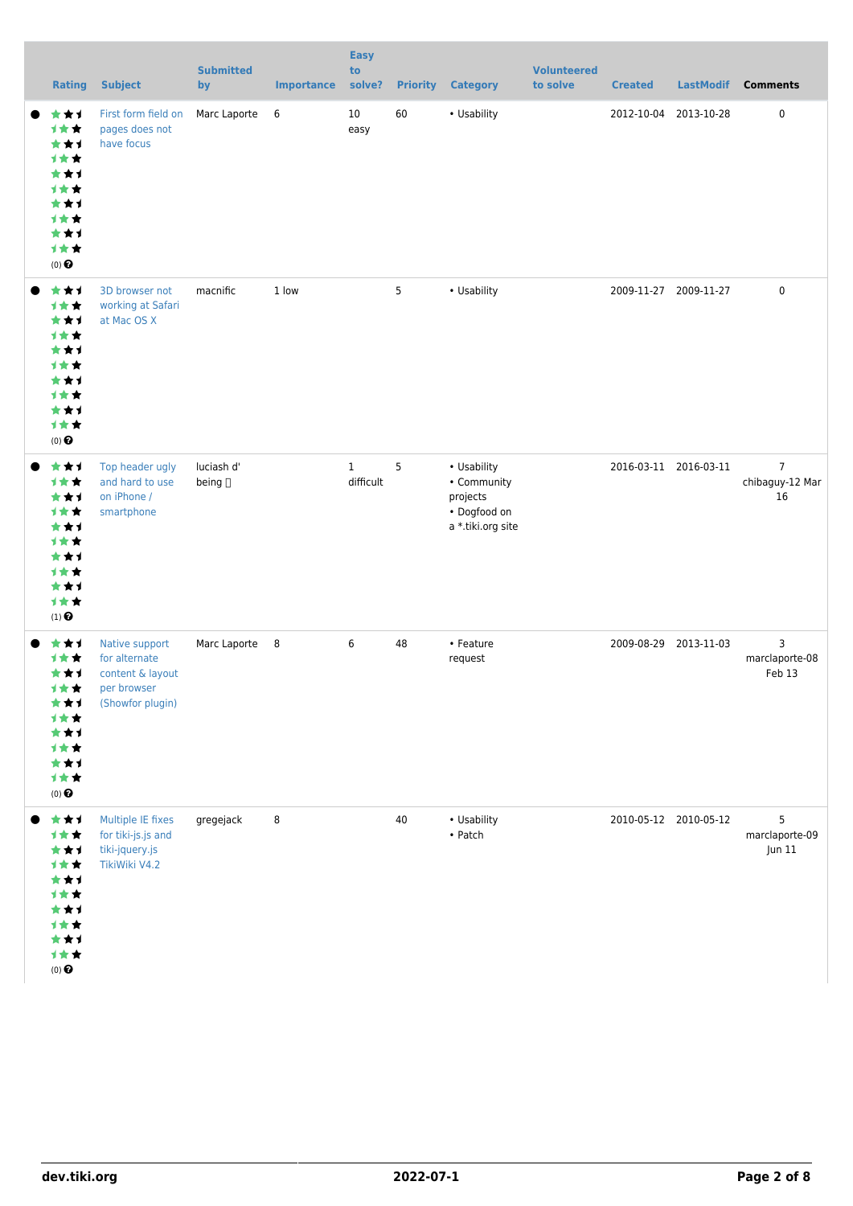| Rating | Subject | Submitted by | Importance | Easy to solve? | Priority | Category | Volunteered to solve | Created | LastModif | Comments |
|---|---|---|---|---|---|---|---|---|---|---|
| (0) | First form field on pages does not have focus | Marc Laporte | 6 | 10 easy | 60 | • Usability | | 2012-10-04 | 2013-10-28 | 0 |
| (0) | 3D browser not working at Safari at Mac OS X | macnific | 1 low | | 5 | • Usability | | 2009-11-27 | 2009-11-27 | 0 |
| (1) | Top header ugly and hard to use on iPhone / smartphone | luciash d' being  | | 1 difficult | 5 | • Usability • Community projects • Dogfood on a *.tiki.org site | | 2016-03-11 | 2016-03-11 | 7 chibaguy-12 Mar 16 |
| (0) | Native support for alternate content & layout per browser (Showfor plugin) | Marc Laporte | 8 | 6 | 48 | • Feature request | | 2009-08-29 | 2013-11-03 | 3 marclaporte-08 Feb 13 |
| (0) | Multiple IE fixes for tiki-js.js and tiki-jquery.js TikiWiki V4.2 | gregejack | 8 | | 40 | • Usability • Patch | | 2010-05-12 | 2010-05-12 | 5 marclaporte-09 Jun 11 |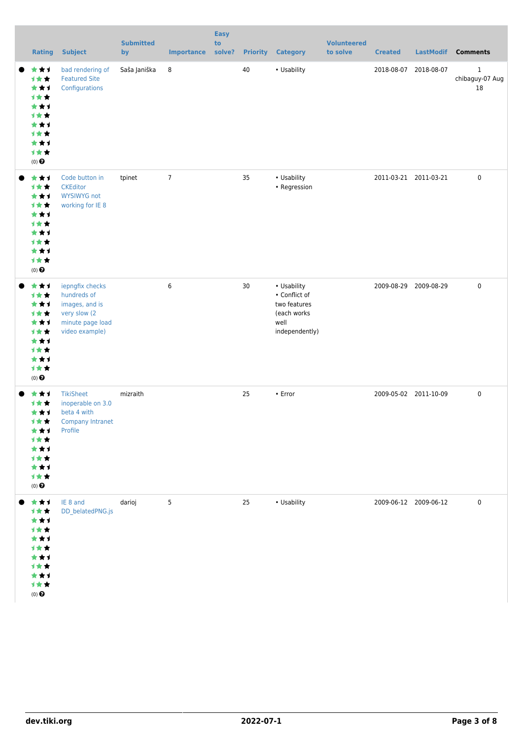| Rating | Subject | Submitted by | Importance | Easy to solve? | Priority | Category | Volunteered to solve | Created | LastModif | Comments |
|---|---|---|---|---|---|---|---|---|---|---|
| (0) | bad rendering of Featured Site Configurations | Saša Janiška | 8 | | 40 | • Usability | | 2018-08-07 | 2018-08-07 | 1 chibaguy-07 Aug 18 |
| (0) | Code button in CKEditor WYSIWYG not working for IE 8 | tpinet | 7 | | 35 | • Usability<br>• Regression | | 2011-03-21 | 2011-03-21 | 0 |
| (0) | iepngfix checks hundreds of images, and is very slow (2 minute page load video example) | | 6 | | 30 | • Usability<br>• Conflict of two features (each works well independently) | | 2009-08-29 | 2009-08-29 | 0 |
| (0) | TikiSheet inoperable on 3.0 beta 4 with Company Intranet Profile | mizraith | | | 25 | • Error | | 2009-05-02 | 2011-10-09 | 0 |
| (0) | IE 8 and DD_belatedPNG.js | darioj | 5 | | 25 | • Usability | | 2009-06-12 | 2009-06-12 | 0 |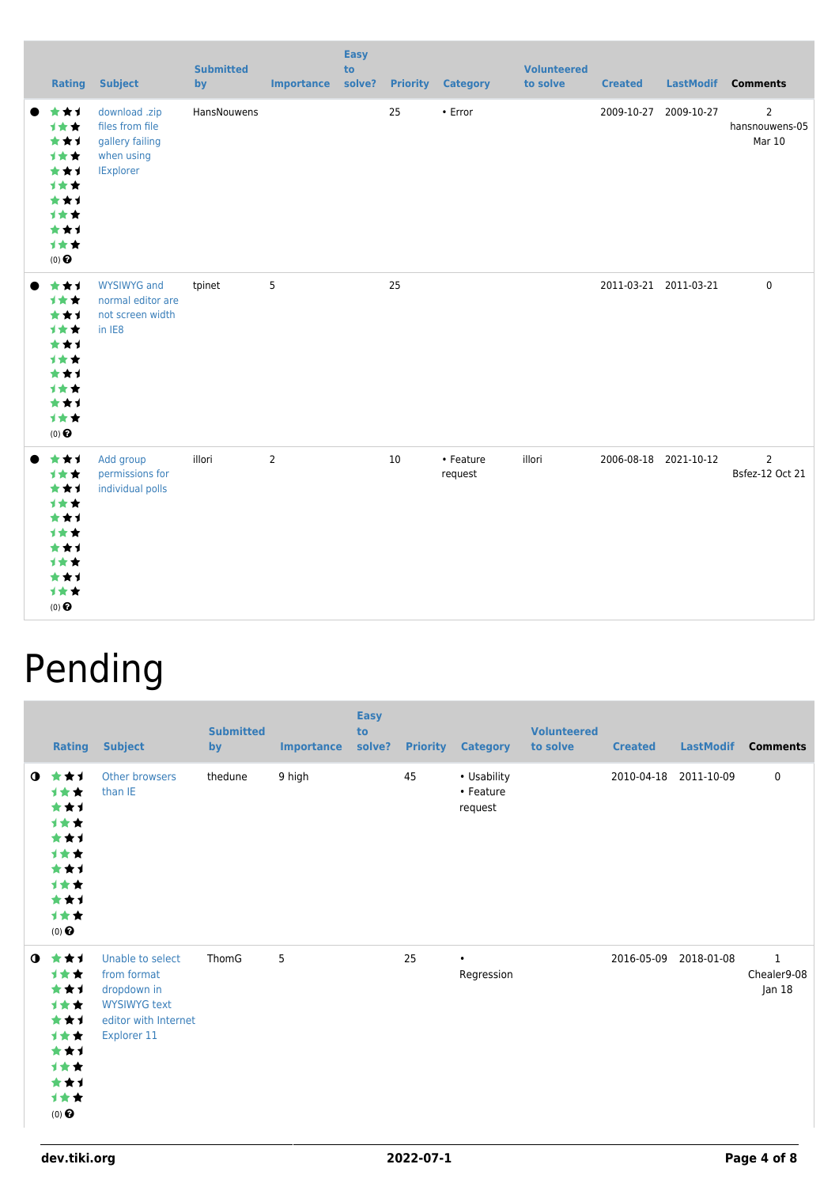| | Rating | Subject | Submitted by | Importance | Easy to solve? | Priority | Category | Volunteered to solve | Created | LastModif | Comments |
|---|---|---|---|---|---|---|---|---|---|---|---|
| ● | (0) | download .zip files from file gallery failing when using IExplorer | HansNouwens | | | 25 | • Error | | 2009-10-27 | 2009-10-27 | 2 hansnouwens-05 Mar 10 |
| ● | (0) | WYSIWYG and normal editor are not screen width in IE8 | tpinet | 5 | | 25 | | | 2011-03-21 | 2011-03-21 | 0 |
| ● | (0) | Add group permissions for individual polls | illori | 2 | | 10 | • Feature request | illori | 2006-08-18 | 2021-10-12 | 2 Bsfez-12 Oct 21 |

# Pending

| | Rating | Subject | Submitted by | Importance | Easy to solve? | Priority | Category | Volunteered to solve | Created | LastModif | Comments |
|---|---|---|---|---|---|---|---|---|---|---|---|
| ◑ | (0) | Other browsers than IE | thedune | 9 high | | 45 | • Usability • Feature request | | 2010-04-18 | 2011-10-09 | 0 |
| ◑ | (0) | Unable to select from format dropdown in WYSIWYG text editor with Internet Explorer 11 | ThomG | 5 | | 25 | • Regression | | 2016-05-09 | 2018-01-08 | 1 Chealer9-08 Jan 18 |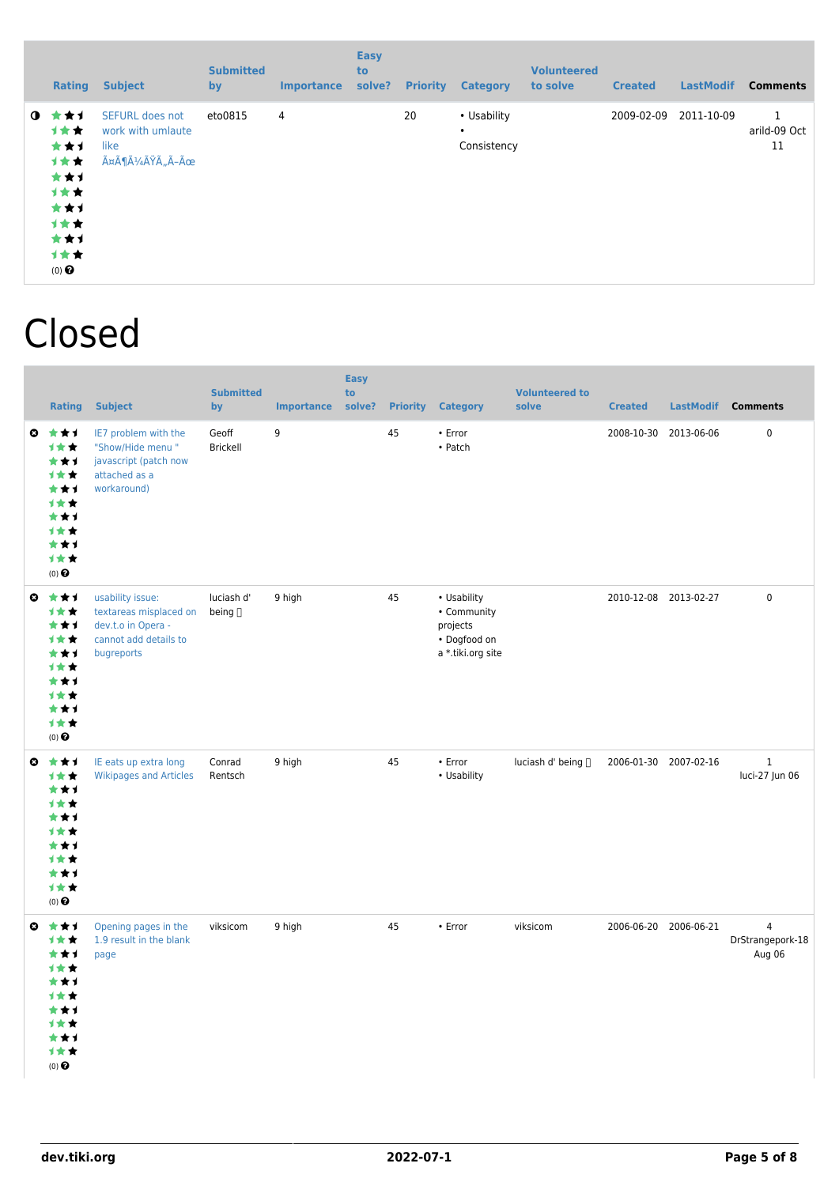| | Rating | Subject | Submitted by | Importance | Easy to solve? | Priority | Category | Volunteered to solve | Created | LastModif | Comments |
|---|---|---|---|---|---|---|---|---|---|---|---|
| ◑ | (0) | SEFURL does not work with umlaute like Ã¤Ã¶Ã¼ÃŸÃ„Ã–Ãœ | eto0815 | 4 | | 20 | • Usability • Consistency | | 2009-02-09 | 2011-10-09 | 1 arild-09 Oct 11 |

# Closed

| | Rating | Subject | Submitted by | Importance | Easy to solve? | Priority | Category | Volunteered to solve | Created | LastModif | Comments |
|---|---|---|---|---|---|---|---|---|---|---|---|
| ✖ | (0) | IE7 problem with the "Show/Hide menu " javascript (patch now attached as a workaround) | Geoff Brickell | 9 | | 45 | • Error • Patch | | 2008-10-30 | 2013-06-06 | 0 |
| ✖ | (0) | usability issue: textareas misplaced on dev.t.o in Opera - cannot add details to bugreports | luciash d' being | 9 high | | 45 | • Usability • Community projects • Dogfood on a *.tiki.org site | | 2010-12-08 | 2013-02-27 | 0 |
| ✖ | (0) | IE eats up extra long Wikipages and Articles | Conrad Rentsch | 9 high | | 45 | • Error • Usability | luciash d' being | 2006-01-30 | 2007-02-16 | 1 luci-27 Jun 06 |
| ✖ | (0) | Opening pages in the 1.9 result in the blank page | viksicom | 9 high | | 45 | • Error | viksicom | 2006-06-20 | 2006-06-21 | 4 DrStrangepork-18 Aug 06 |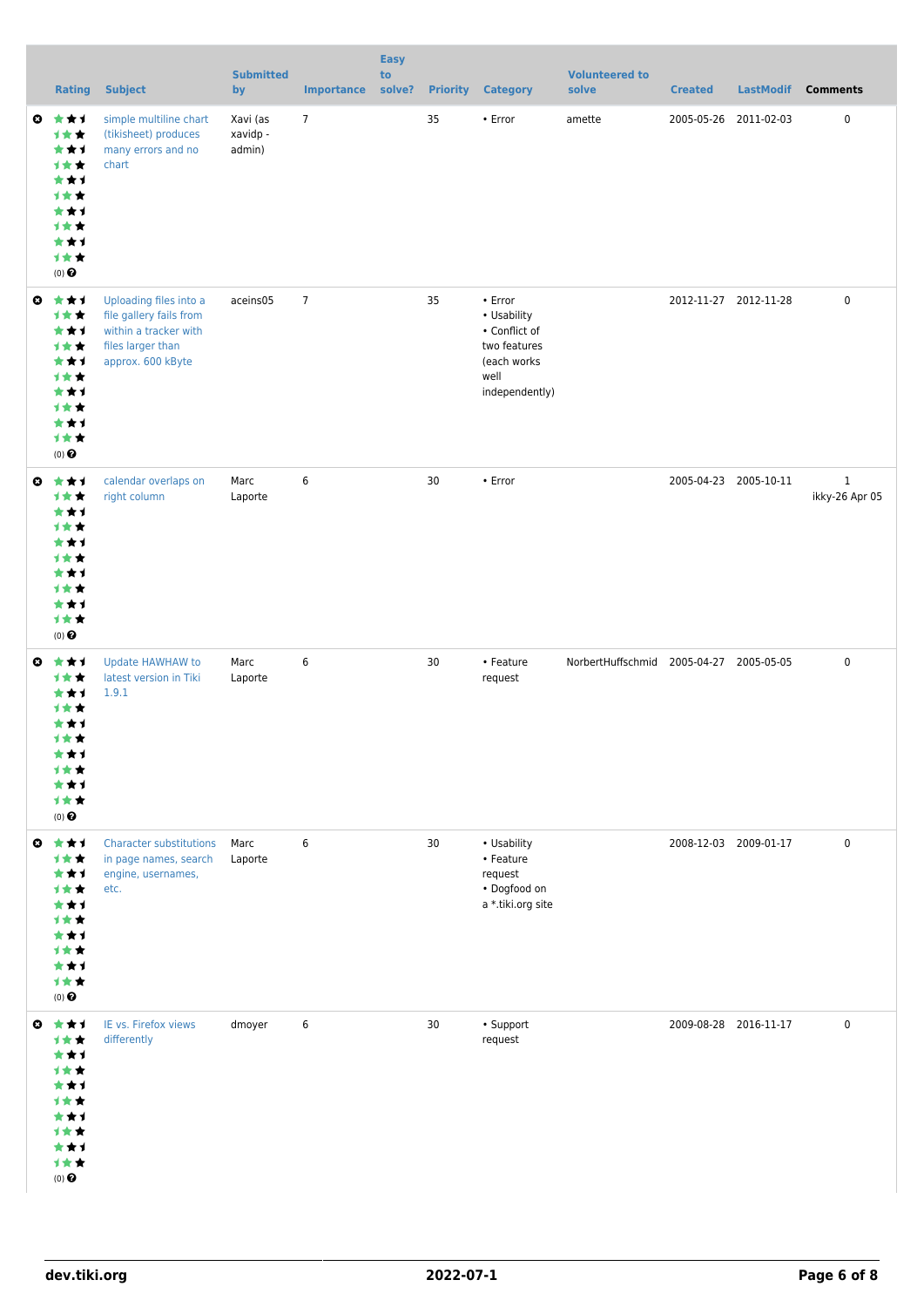| | Rating | Subject | Submitted by | Importance | Easy to solve? | Priority | Category | Volunteered to solve | Created | LastModif | Comments |
|---|---|---|---|---|---|---|---|---|---|---|---|
| ✖ | (0) | simple multiline chart (tikisheet) produces many errors and no chart | Xavi (as xavidp - admin) | 7 | | 35 | • Error | amette | 2005-05-26 | 2011-02-03 | 0 |
| ✖ | (0) | Uploading files into a file gallery fails from within a tracker with files larger than approx. 600 kByte | aceins05 | 7 | | 35 | • Error • Usability • Conflict of two features (each works well independently) | | 2012-11-27 | 2012-11-28 | 0 |
| ✖ | (0) | calendar overlaps on right column | Marc Laporte | 6 | | 30 | • Error | | 2005-04-23 | 2005-10-11 | 1 ikky-26 Apr 05 |
| ✖ | (0) | Update HAWHAW to latest version in Tiki 1.9.1 | Marc Laporte | 6 | | 30 | • Feature request | NorbertHuffschmid | 2005-04-27 | 2005-05-05 | 0 |
| ✖ | (0) | Character substitutions in page names, search engine, usernames, etc. | Marc Laporte | 6 | | 30 | • Usability • Feature request • Dogfood on a *.tiki.org site | | 2008-12-03 | 2009-01-17 | 0 |
| ✖ | (0) | IE vs. Firefox views differently | dmoyer | 6 | | 30 | • Support request | | 2009-08-28 | 2016-11-17 | 0 |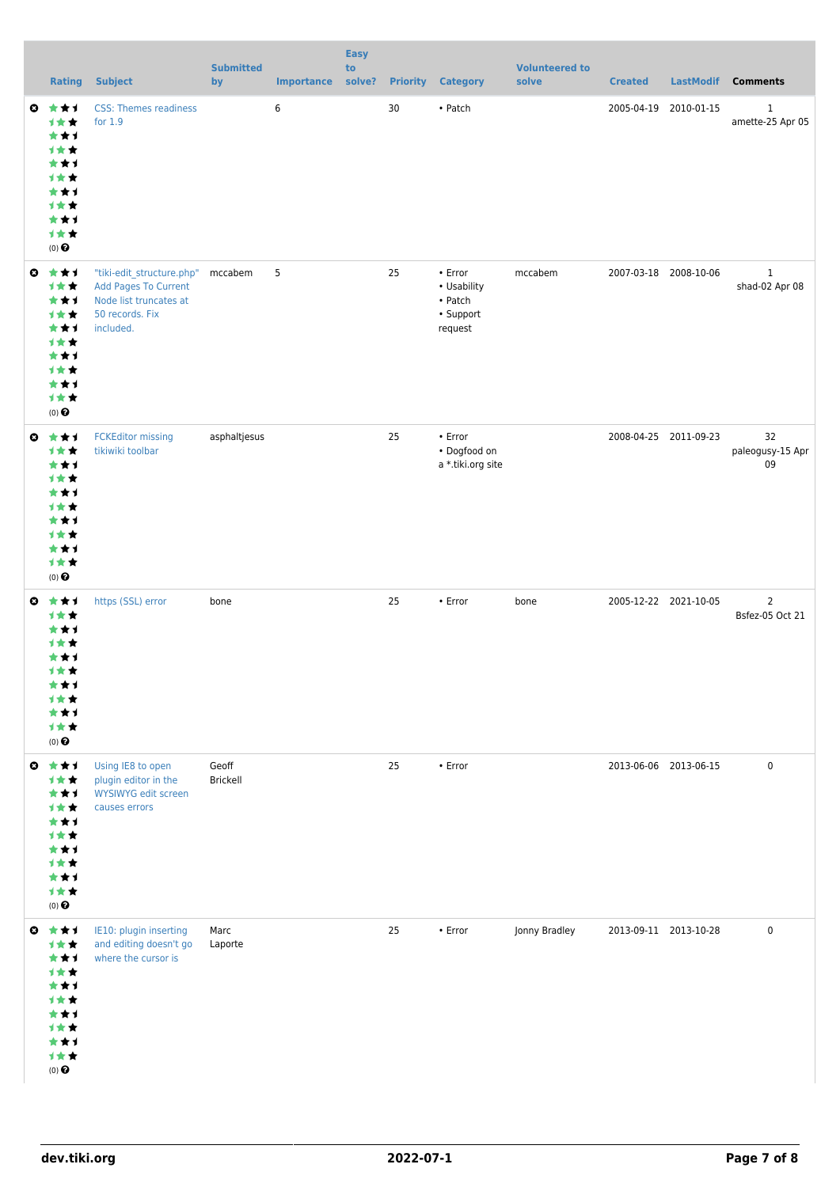| | Rating | Subject | Submitted by | Importance | Easy to solve? | Priority | Category | Volunteered to solve | Created | LastModif | Comments |
|---|---|---|---|---|---|---|---|---|---|---|---|
| | (0) | CSS: Themes readiness for 1.9 | | 6 | | 30 | • Patch | | 2005-04-19 | 2010-01-15 | 1 amette-25 Apr 05 |
| | (0) | "tiki-edit_structure.php" Add Pages To Current Node list truncates at 50 records. Fix included. | mccabem | 5 | | 25 | • Error • Usability • Patch • Support request | mccabem | 2007-03-18 | 2008-10-06 | 1 shad-02 Apr 08 |
| | (0) | FCKEditor missing tikiwiki toolbar | asphaltjesus | | | 25 | • Error • Dogfood on a *.tiki.org site | | 2008-04-25 | 2011-09-23 | 32 paleogusy-15 Apr 09 |
| | (0) | https (SSL) error | bone | | | 25 | • Error | bone | 2005-12-22 | 2021-10-05 | 2 Bsfez-05 Oct 21 |
| | (0) | Using IE8 to open plugin editor in the WYSIWYG edit screen causes errors | Geoff Brickell | | | 25 | • Error | | 2013-06-06 | 2013-06-15 | 0 |
| | (0) | IE10: plugin inserting and editing doesn't go where the cursor is | Marc Laporte | | | 25 | • Error | Jonny Bradley | 2013-09-11 | 2013-10-28 | 0 |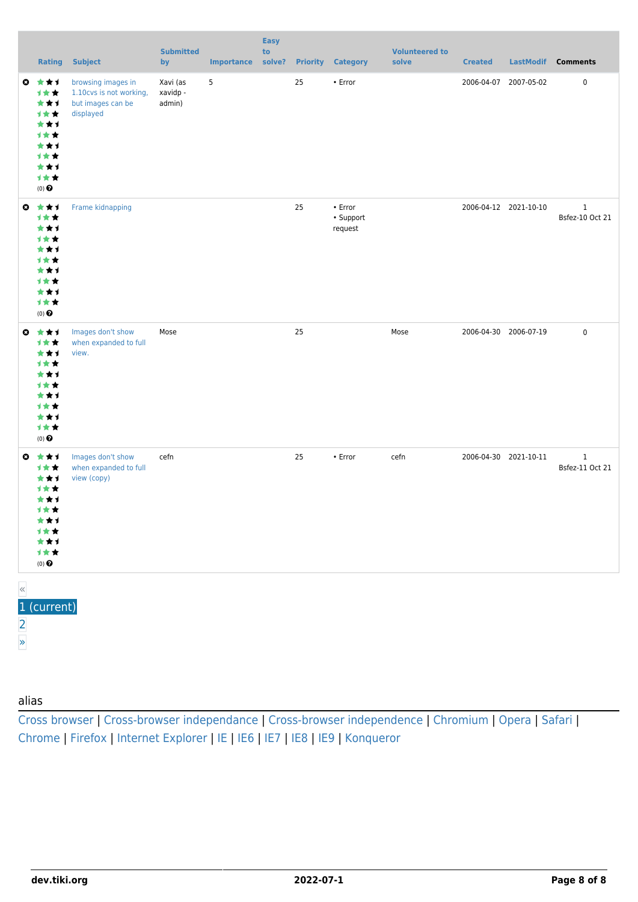| | Rating | Subject | Submitted by | Importance | Easy to solve? | Priority | Category | Volunteered to solve | Created | LastModif | Comments |
|---|---|---|---|---|---|---|---|---|---|---|---|
| | (0) | browsing images in 1.10cvs is not working, but images can be displayed | Xavi (as xavidp - admin) | 5 | | 25 | • Error | | 2006-04-07 | 2007-05-02 | 0 |
| | (0) | Frame kidnapping | | | | 25 | • Error • Support request | | 2006-04-12 | 2021-10-10 | 1 Bsfez-10 Oct 21 |
| | (0) | Images don't show when expanded to full view. | Mose | | | 25 | | Mose | 2006-04-30 | 2006-07-19 | 0 |
| | (0) | Images don't show when expanded to full view (copy) | cefn | | | 25 | • Error | cefn | 2006-04-30 | 2021-10-11 | 1 Bsfez-11 Oct 21 |

«
1 (current)
2
»

## alias

Cross browser | Cross-browser independance | Cross-browser independence | Chromium | Opera | Safari | Chrome | Firefox | Internet Explorer | IE | IE6 | IE7 | IE8 | IE9 | Konqueror